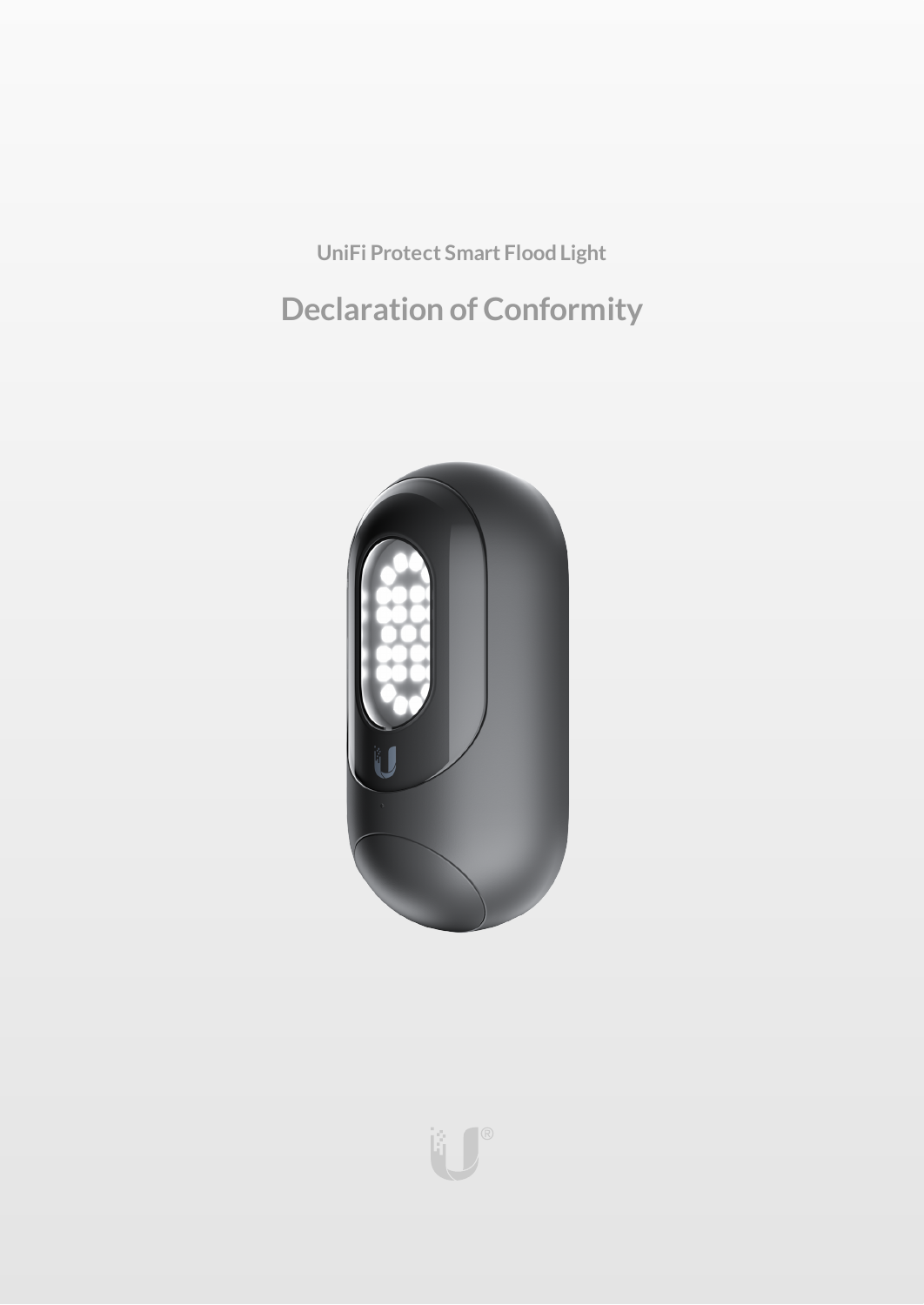UniFi Protect Smart Flood Light

# Declaration of Conformity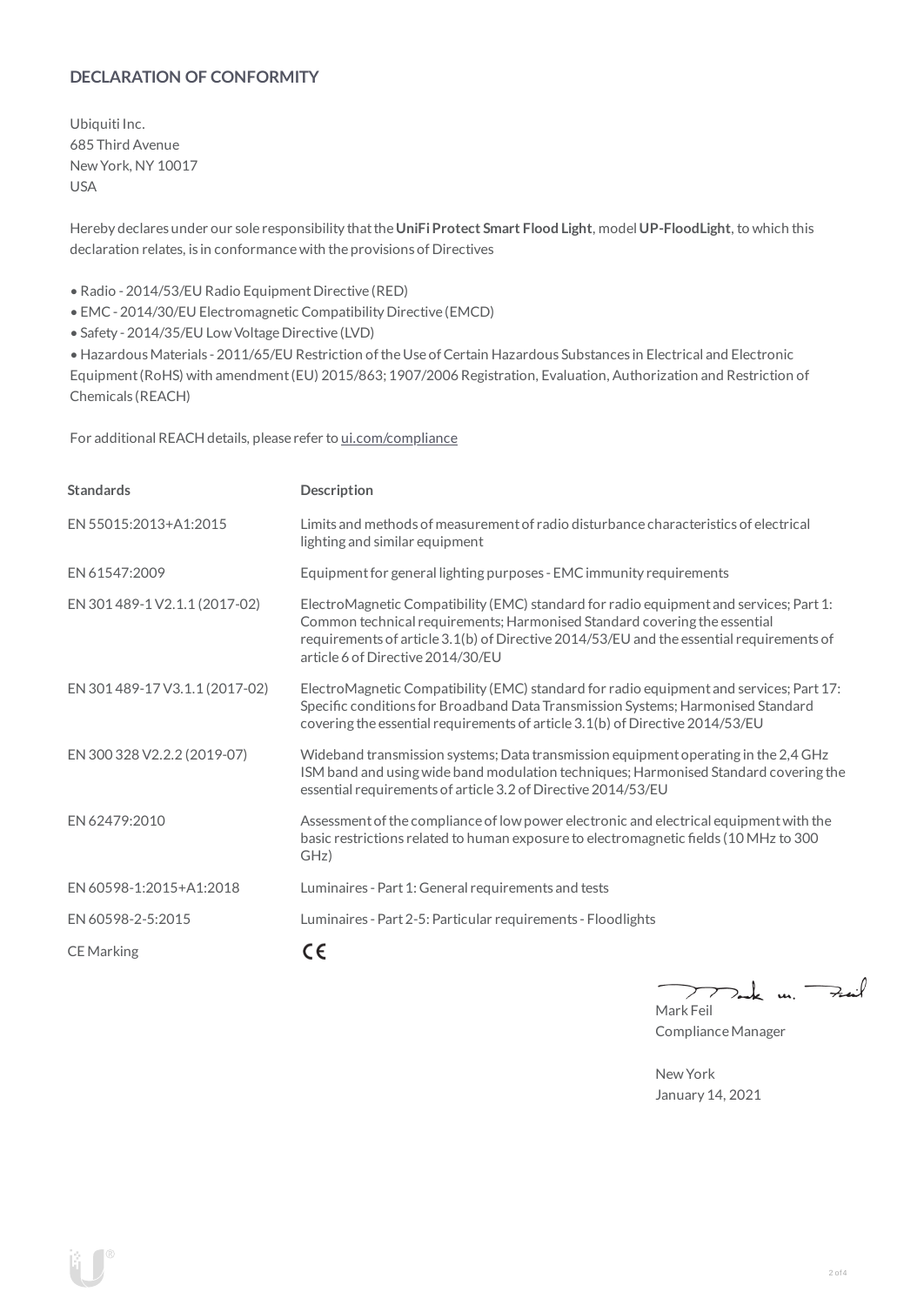## DECLARATION OF CONFORMITY

Ubiquiti Inc.
685 Third Avenue
New York, NY 10017
USA

Hereby declares under our sole responsibility that the **UniFi Protect Smart Flood Light**, model **UP-FloodLight**, to which this declaration relates, is in conformance with the provisions of Directives

- Radio - 2014/53/EU Radio Equipment Directive (RED)
- EMC - 2014/30/EU Electromagnetic Compatibility Directive (EMCD)
- Safety - 2014/35/EU Low Voltage Directive (LVD)
- Hazardous Materials - 2011/65/EU Restriction of the Use of Certain Hazardous Substances in Electrical and Electronic Equipment (RoHS) with amendment (EU) 2015/863; 1907/2006 Registration, Evaluation, Authorization and Restriction of Chemicals (REACH)

For additional REACH details, please refer to ui.com/compliance

| Standards | Description |
| --- | --- |
| EN 55015:2013+A1:2015 | Limits and methods of measurement of radio disturbance characteristics of electrical lighting and similar equipment |
| EN 61547:2009 | Equipment for general lighting purposes - EMC immunity requirements |
| EN 301 489-1 V2.1.1 (2017-02) | ElectroMagnetic Compatibility (EMC) standard for radio equipment and services; Part 1: Common technical requirements; Harmonised Standard covering the essential requirements of article 3.1(b) of Directive 2014/53/EU and the essential requirements of article 6 of Directive 2014/30/EU |
| EN 301 489-17 V3.1.1 (2017-02) | ElectroMagnetic Compatibility (EMC) standard for radio equipment and services; Part 17: Specific conditions for Broadband Data Transmission Systems; Harmonised Standard covering the essential requirements of article 3.1(b) of Directive 2014/53/EU |
| EN 300 328 V2.2.2 (2019-07) | Wideband transmission systems; Data transmission equipment operating in the 2,4 GHz ISM band and using wide band modulation techniques; Harmonised Standard covering the essential requirements of article 3.2 of Directive 2014/53/EU |
| EN 62479:2010 | Assessment of the compliance of low power electronic and electrical equipment with the basic restrictions related to human exposure to electromagnetic fields (10 MHz to 300 GHz) |
| EN 60598-1:2015+A1:2018 | Luminaires - Part 1: General requirements and tests |
| EN 60598-2-5:2015 | Luminaires - Part 2-5: Particular requirements - Floodlights |
| CE Marking | CE |

Mark Feil
Compliance Manager

New York
January 14, 2021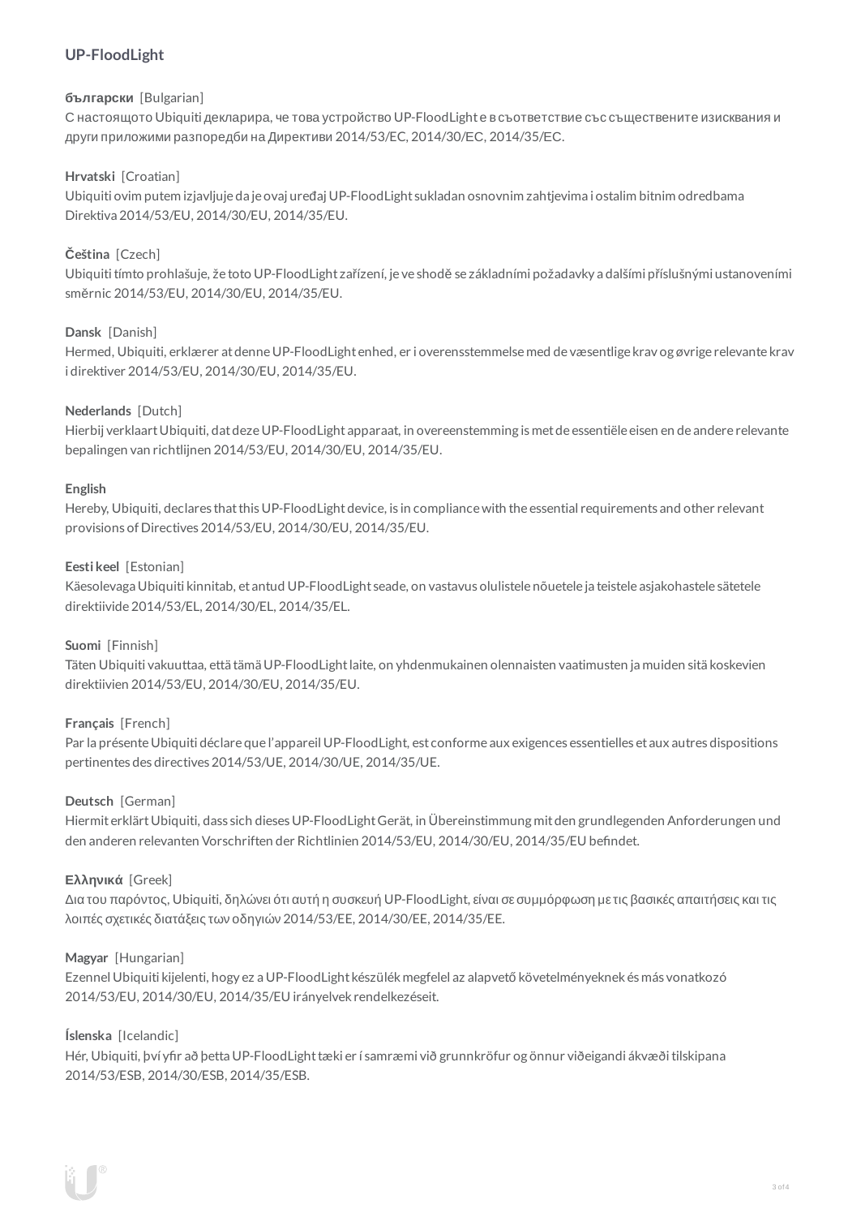## UP-FloodLight

**български** [Bulgarian]
С настоящото Ubiquiti декларира, че това устройство UP-FloodLight е в съответствие със съществените изисквания и други приложими разпоредби на Директиви 2014/53/ЕС, 2014/30/ЕС, 2014/35/ЕС.

**Hrvatski** [Croatian]
Ubiquiti ovim putem izjavljuje da je ovaj uređaj UP-FloodLight sukladan osnovnim zahtjevima i ostalim bitnim odredbama Direktiva 2014/53/EU, 2014/30/EU, 2014/35/EU.

**Čeština** [Czech]
Ubiquiti tímto prohlašuje, že toto UP-FloodLight zařízení, je ve shodě se základními požadavky a dalšími příslušnými ustanoveními směrnic 2014/53/EU, 2014/30/EU, 2014/35/EU.

**Dansk** [Danish]
Hermed, Ubiquiti, erklærer at denne UP-FloodLight enhed, er i overensstemmelse med de væsentlige krav og øvrige relevante krav i direktiver 2014/53/EU, 2014/30/EU, 2014/35/EU.

**Nederlands** [Dutch]
Hierbij verklaart Ubiquiti, dat deze UP-FloodLight apparaat, in overeenstemming is met de essentiële eisen en de andere relevante bepalingen van richtlijnen 2014/53/EU, 2014/30/EU, 2014/35/EU.

**English**
Hereby, Ubiquiti, declares that this UP-FloodLight device, is in compliance with the essential requirements and other relevant provisions of Directives 2014/53/EU, 2014/30/EU, 2014/35/EU.

**Eesti keel** [Estonian]
Käesolevaga Ubiquiti kinnitab, et antud UP-FloodLight seade, on vastavus olulistele nõuetele ja teistele asjakohastele sätetele direktiivide 2014/53/EL, 2014/30/EL, 2014/35/EL.

**Suomi** [Finnish]
Täten Ubiquiti vakuuttaa, että tämä UP-FloodLight laite, on yhdenmukainen olennaisten vaatimusten ja muiden sitä koskevien direktiivien 2014/53/EU, 2014/30/EU, 2014/35/EU.

**Français** [French]
Par la présente Ubiquiti déclare que l'appareil UP-FloodLight, est conforme aux exigences essentielles et aux autres dispositions pertinentes des directives 2014/53/UE, 2014/30/UE, 2014/35/UE.

**Deutsch** [German]
Hiermit erklärt Ubiquiti, dass sich dieses UP-FloodLight Gerät, in Übereinstimmung mit den grundlegenden Anforderungen und den anderen relevanten Vorschriften der Richtlinien 2014/53/EU, 2014/30/EU, 2014/35/EU befindet.

**Ελληνικά** [Greek]
Δια του παρόντος, Ubiquiti, δηλώνει ότι αυτή η συσκευή UP-FloodLight, είναι σε συμμόρφωση με τις βασικές απαιτήσεις και τις λοιπές σχετικές διατάξεις των οδηγιών 2014/53/EE, 2014/30/EE, 2014/35/EE.

**Magyar** [Hungarian]
Ezennel Ubiquiti kijelenti, hogy ez a UP-FloodLight készülék megfelel az alapvető követelményeknek és más vonatkozó 2014/53/EU, 2014/30/EU, 2014/35/EU irányelvek rendelkezéseit.

**Íslenska** [Icelandic]
Hér, Ubiquiti, því yfir að þetta UP-FloodLight tæki er í samræmi við grunnkröfur og önnur viðeigandi ákvæði tilskipana 2014/53/ESB, 2014/30/ESB, 2014/35/ESB.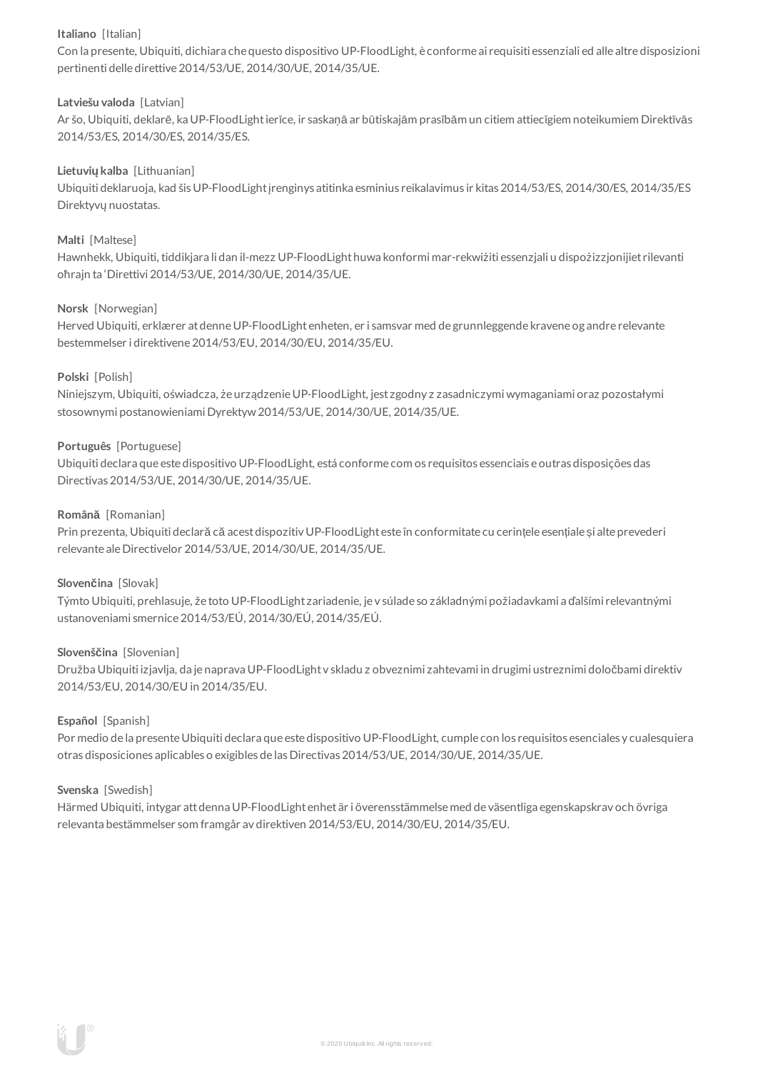**Italiano** [Italian]
Con la presente, Ubiquiti, dichiara che questo dispositivo UP-FloodLight, è conforme ai requisiti essenziali ed alle altre disposizioni pertinenti delle direttive 2014/53/UE, 2014/30/UE, 2014/35/UE.

**Latviešu valoda** [Latvian]
Ar šo, Ubiquiti, deklarē, ka UP-FloodLight ierīce, ir saskaņā ar būtiskajām prasībām un citiem attiecīgiem noteikumiem Direktīvās 2014/53/ES, 2014/30/ES, 2014/35/ES.

**Lietuvių kalba** [Lithuanian]
Ubiquiti deklaruoja, kad šis UP-FloodLight įrenginys atitinka esminius reikalavimus ir kitas 2014/53/ES, 2014/30/ES, 2014/35/ES Direktyvų nuostatas.

**Malti** [Maltese]
Hawnhekk, Ubiquiti, tiddikjara li dan il-mezz UP-FloodLight huwa konformi mar-rekwiżiti essenzjali u dispożizzjonijiet rilevanti oħrajn ta 'Direttivi 2014/53/UE, 2014/30/UE, 2014/35/UE.

**Norsk** [Norwegian]
Herved Ubiquiti, erklærer at denne UP-FloodLight enheten, er i samsvar med de grunnleggende kravene og andre relevante bestemmelser i direktivene 2014/53/EU, 2014/30/EU, 2014/35/EU.

**Polski** [Polish]
Niniejszym, Ubiquiti, oświadcza, że urządzenie UP-FloodLight, jest zgodny z zasadniczymi wymaganiami oraz pozostałymi stosownymi postanowieniami Dyrektyw 2014/53/UE, 2014/30/UE, 2014/35/UE.

**Português** [Portuguese]
Ubiquiti declara que este dispositivo UP-FloodLight, está conforme com os requisitos essenciais e outras disposições das Directivas 2014/53/UE, 2014/30/UE, 2014/35/UE.

**Română** [Romanian]
Prin prezenta, Ubiquiti declară că acest dispozitiv UP-FloodLight este în conformitate cu cerințele esențiale și alte prevederi relevante ale Directivelor 2014/53/UE, 2014/30/UE, 2014/35/UE.

**Slovenčina** [Slovak]
Týmto Ubiquiti, prehlasuje, že toto UP-FloodLight zariadenie, je v súlade so základnými požiadavkami a ďalšími relevantnými ustanoveniami smernice 2014/53/EÚ, 2014/30/EÚ, 2014/35/EÚ.

**Slovenščina** [Slovenian]
Družba Ubiquiti izjavlja, da je naprava UP-FloodLight v skladu z obveznimi zahtevami in drugimi ustreznimi določbami direktiv 2014/53/EU, 2014/30/EU in 2014/35/EU.

**Español** [Spanish]
Por medio de la presente Ubiquiti declara que este dispositivo UP-FloodLight, cumple con los requisitos esenciales y cualesquiera otras disposiciones aplicables o exigibles de las Directivas 2014/53/UE, 2014/30/UE, 2014/35/UE.

**Svenska** [Swedish]
Härmed Ubiquiti, intygar att denna UP-FloodLight enhet är i överensstämmelse med de väsentliga egenskapskrav och övriga relevanta bestämmelser som framgår av direktiven 2014/53/EU, 2014/30/EU, 2014/35/EU.

© 2020 Ubiquiti Inc. All rights reserved.